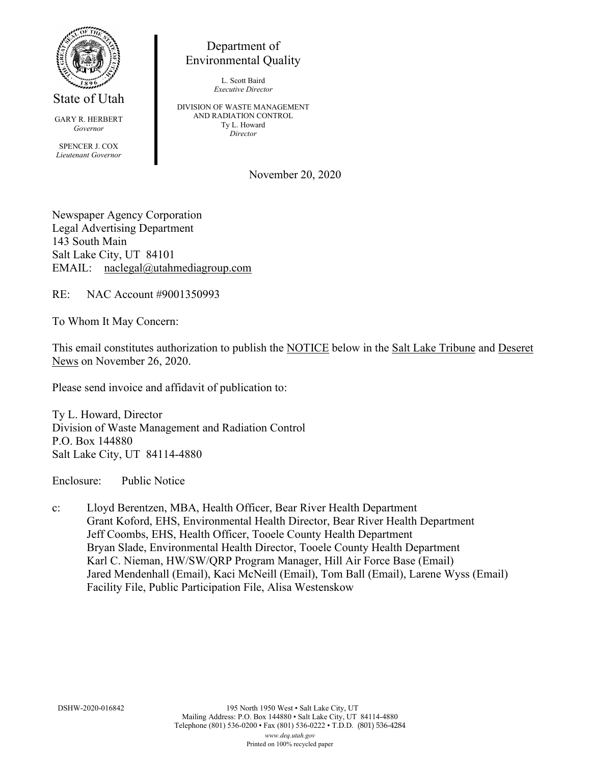State of Utah

GARY R. HERBERT
*Governor*

SPENCER J. COX
*Lieutenant Governor*

Department of
Environmental Quality

L. Scott Baird
*Executive Director*

DIVISION OF WASTE MANAGEMENT
AND RADIATION CONTROL
Ty L. Howard
*Director*

November 20, 2020

Newspaper Agency Corporation
Legal Advertising Department
143 South Main
Salt Lake City, UT 84101
EMAIL: naclegal@utahmediagroup.com

RE: NAC Account #9001350993

To Whom It May Concern:

This email constitutes authorization to publish the NOTICE below in the Salt Lake Tribune and Deseret News on November 26, 2020.

Please send invoice and affidavit of publication to:

Ty L. Howard, Director
Division of Waste Management and Radiation Control
P.O. Box 144880
Salt Lake City, UT 84114-4880

Enclosure: Public Notice

c: Lloyd Berentzen, MBA, Health Officer, Bear River Health Department
Grant Koford, EHS, Environmental Health Director, Bear River Health Department
Jeff Coombs, EHS, Health Officer, Tooele County Health Department
Bryan Slade, Environmental Health Director, Tooele County Health Department
Karl C. Nieman, HW/SW/QRP Program Manager, Hill Air Force Base (Email)
Jared Mendenhall (Email), Kaci McNeill (Email), Tom Ball (Email), Larene Wyss (Email)
Facility File, Public Participation File, Alisa Westenskow

DSHW-2020-016842

195 North 1950 West • Salt Lake City, UT
Mailing Address: P.O. Box 144880 • Salt Lake City, UT 84114-4880
Telephone (801) 536-0200 • Fax (801) 536-0222 • T.D.D. (801) 536-4284
*www.deq.utah.gov*
Printed on 100% recycled paper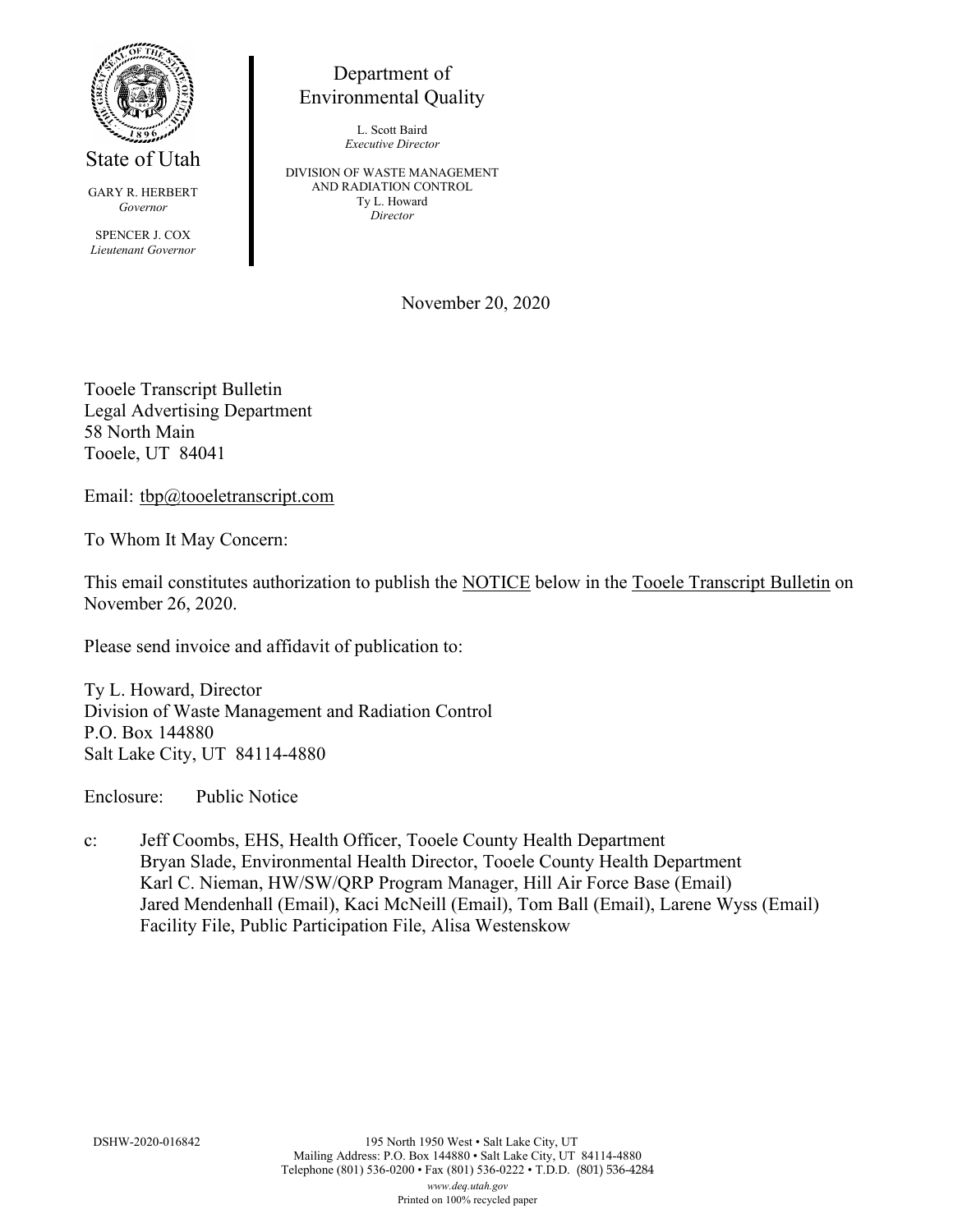State of Utah

GARY R. HERBERT
*Governor*

SPENCER J. COX
*Lieutenant Governor*

Department of
Environmental Quality

L. Scott Baird
*Executive Director*

DIVISION OF WASTE MANAGEMENT
AND RADIATION CONTROL
Ty L. Howard
*Director*

November 20, 2020

Tooele Transcript Bulletin
Legal Advertising Department
58 North Main
Tooele, UT 84041

Email: tbp@tooeletranscript.com

To Whom It May Concern:

This email constitutes authorization to publish the NOTICE below in the Tooele Transcript Bulletin on November 26, 2020.

Please send invoice and affidavit of publication to:

Ty L. Howard, Director
Division of Waste Management and Radiation Control
P.O. Box 144880
Salt Lake City, UT 84114-4880

Enclosure: Public Notice

c: Jeff Coombs, EHS, Health Officer, Tooele County Health Department
Bryan Slade, Environmental Health Director, Tooele County Health Department
Karl C. Nieman, HW/SW/QRP Program Manager, Hill Air Force Base (Email)
Jared Mendenhall (Email), Kaci McNeill (Email), Tom Ball (Email), Larene Wyss (Email)
Facility File, Public Participation File, Alisa Westenskow

DSHW-2020-016842

195 North 1950 West • Salt Lake City, UT
Mailing Address: P.O. Box 144880 • Salt Lake City, UT 84114-4880
Telephone (801) 536-0200 • Fax (801) 536-0222 • T.D.D. (801) 536-4284
*www.deq.utah.gov*
Printed on 100% recycled paper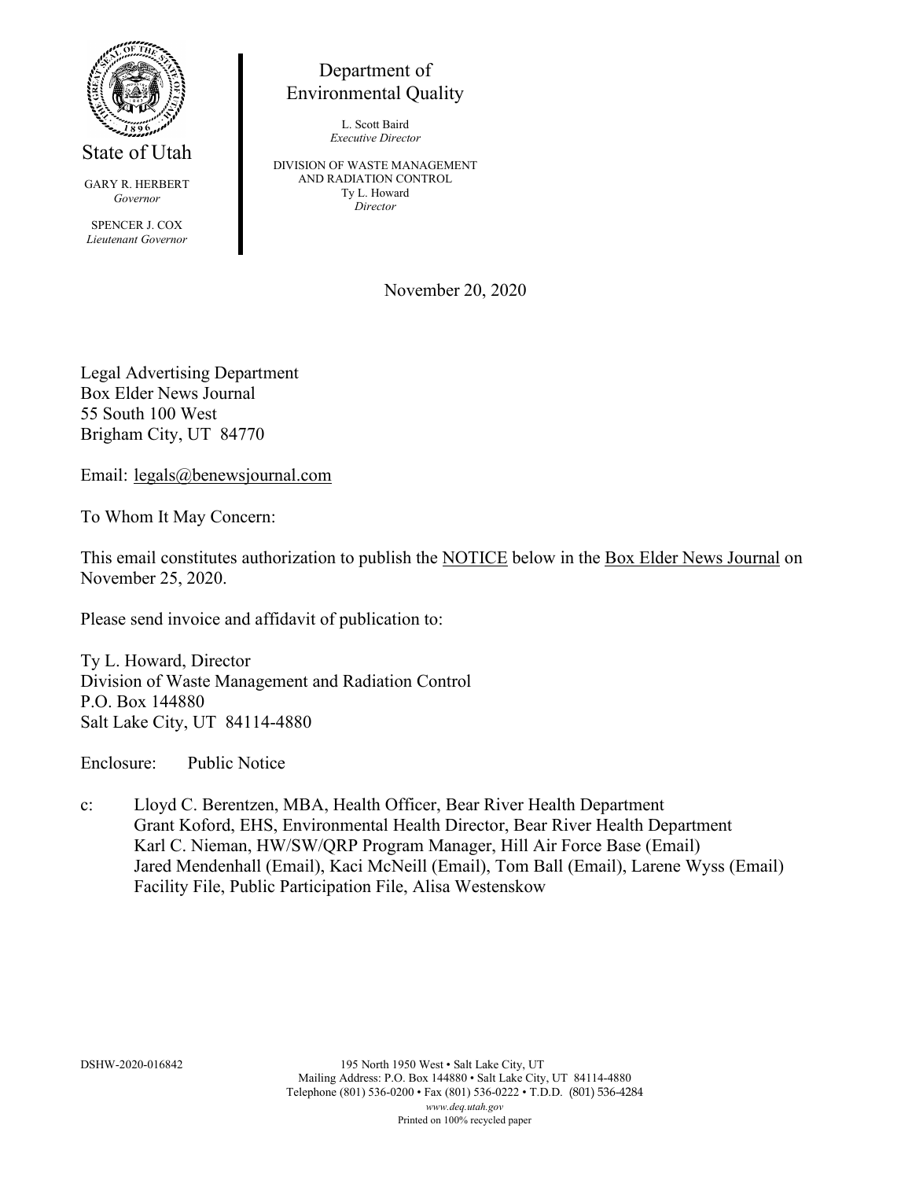State of Utah

GARY R. HERBERT
*Governor*

SPENCER J. COX
*Lieutenant Governor*

Department of
Environmental Quality

L. Scott Baird
*Executive Director*

DIVISION OF WASTE MANAGEMENT
AND RADIATION CONTROL
Ty L. Howard
*Director*

November 20, 2020

Legal Advertising Department
Box Elder News Journal
55 South 100 West
Brigham City, UT 84770

Email: legals@benewsjournal.com

To Whom It May Concern:

This email constitutes authorization to publish the NOTICE below in the Box Elder News Journal on November 25, 2020.

Please send invoice and affidavit of publication to:

Ty L. Howard, Director
Division of Waste Management and Radiation Control
P.O. Box 144880
Salt Lake City, UT 84114-4880

Enclosure: Public Notice

c: Lloyd C. Berentzen, MBA, Health Officer, Bear River Health Department
Grant Koford, EHS, Environmental Health Director, Bear River Health Department
Karl C. Nieman, HW/SW/QRP Program Manager, Hill Air Force Base (Email)
Jared Mendenhall (Email), Kaci McNeill (Email), Tom Ball (Email), Larene Wyss (Email)
Facility File, Public Participation File, Alisa Westenskow

DSHW-2020-016842

195 North 1950 West • Salt Lake City, UT
Mailing Address: P.O. Box 144880 • Salt Lake City, UT 84114-4880
Telephone (801) 536-0200 • Fax (801) 536-0222 • T.D.D. (801) 536-4284
*www.deq.utah.gov*
Printed on 100% recycled paper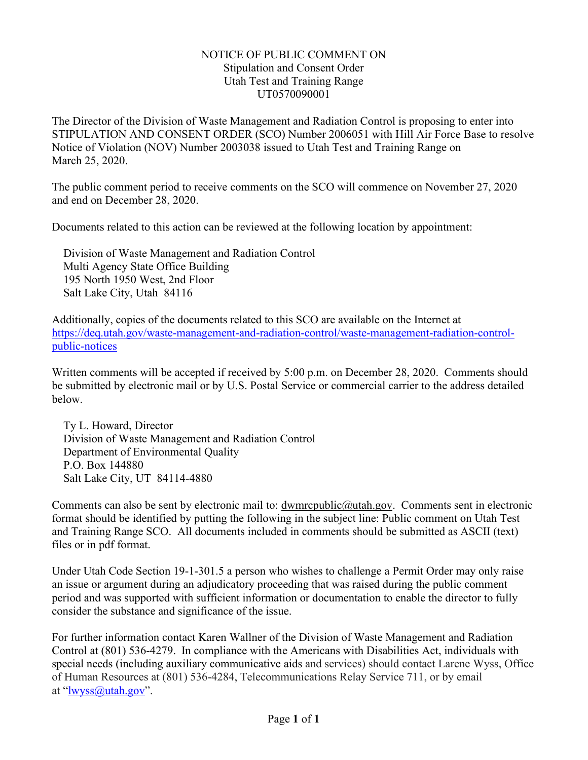NOTICE OF PUBLIC COMMENT ON
Stipulation and Consent Order
Utah Test and Training Range
UT0570090001

The Director of the Division of Waste Management and Radiation Control is proposing to enter into STIPULATION AND CONSENT ORDER (SCO) Number 2006051 with Hill Air Force Base to resolve Notice of Violation (NOV) Number 2003038 issued to Utah Test and Training Range on March 25, 2020.

The public comment period to receive comments on the SCO will commence on November 27, 2020 and end on December 28, 2020.

Documents related to this action can be reviewed at the following location by appointment:

Division of Waste Management and Radiation Control
Multi Agency State Office Building
195 North 1950 West, 2nd Floor
Salt Lake City, Utah 84116

Additionally, copies of the documents related to this SCO are available on the Internet at https://deq.utah.gov/waste-management-and-radiation-control/waste-management-radiation-control-public-notices

Written comments will be accepted if received by 5:00 p.m. on December 28, 2020. Comments should be submitted by electronic mail or by U.S. Postal Service or commercial carrier to the address detailed below.

Ty L. Howard, Director
Division of Waste Management and Radiation Control
Department of Environmental Quality
P.O. Box 144880
Salt Lake City, UT 84114-4880

Comments can also be sent by electronic mail to: dwmrcpublic@utah.gov. Comments sent in electronic format should be identified by putting the following in the subject line: Public comment on Utah Test and Training Range SCO. All documents included in comments should be submitted as ASCII (text) files or in pdf format.

Under Utah Code Section 19-1-301.5 a person who wishes to challenge a Permit Order may only raise an issue or argument during an adjudicatory proceeding that was raised during the public comment period and was supported with sufficient information or documentation to enable the director to fully consider the substance and significance of the issue.

For further information contact Karen Wallner of the Division of Waste Management and Radiation Control at (801) 536-4279. In compliance with the Americans with Disabilities Act, individuals with special needs (including auxiliary communicative aids and services) should contact Larene Wyss, Office of Human Resources at (801) 536-4284, Telecommunications Relay Service 711, or by email at "lwyss@utah.gov".